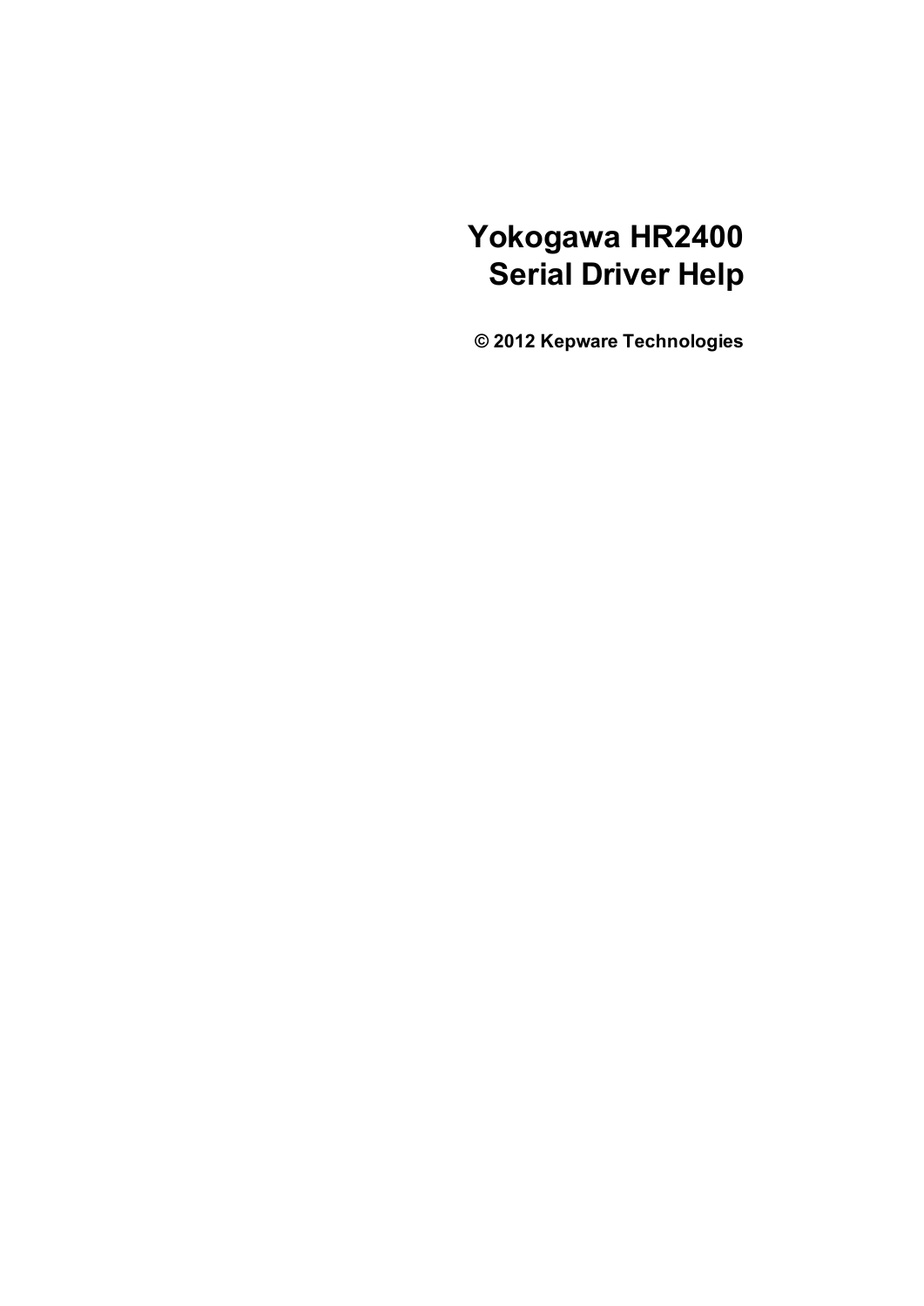# Yokogawa HR2400 Serial Driver Help

**© 2012 Kepware Technologies**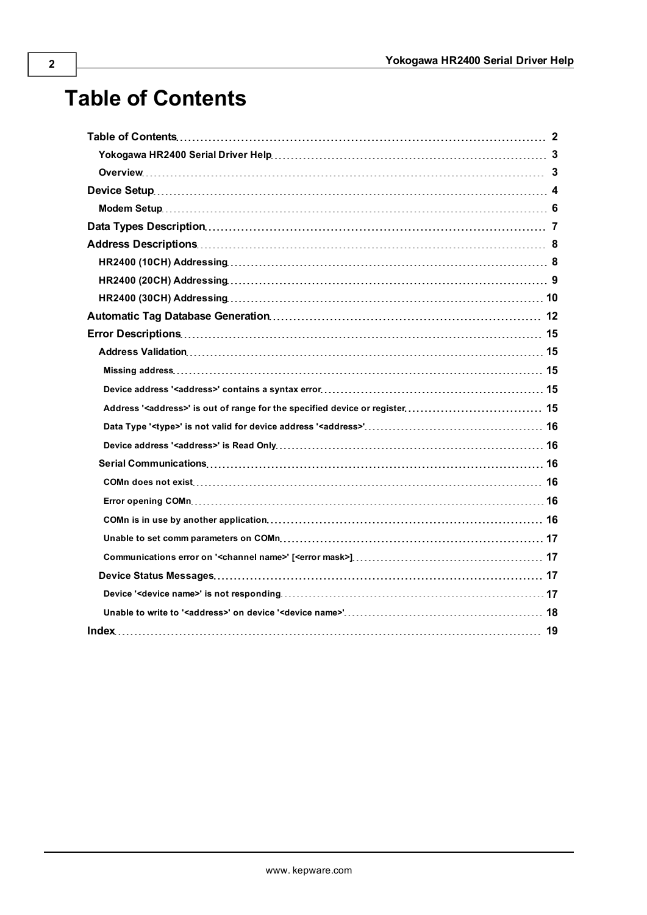# Table of Contents

- **Table of Contents** ... 2
  - **Yokogawa HR2400 Serial Driver Help** ... 3
  - **Overview** ... 3
- **Device Setup** ... 4
  - **Modem Setup** ... 6
- **Data Types Description** ... 7
- **Address Descriptions** ... 8
  - **HR2400 (10CH) Addressing** ... 8
  - **HR2400 (20CH) Addressing** ... 9
  - **HR2400 (30CH) Addressing** ... 10
- **Automatic Tag Database Generation** ... 12
- **Error Descriptions** ... 15
  - **Address Validation** ... 15
    - **Missing address** ... 15
    - **Device address '<address>' contains a syntax error** ... 15
    - **Address '<address>' is out of range for the specified device or register** ... 15
    - **Data Type '<type>' is not valid for device address '<address>'** ... 16
    - **Device address '<address>' is Read Only** ... 16
  - **Serial Communications** ... 16
    - **COMn does not exist** ... 16
    - **Error opening COMn** ... 16
    - **COMn is in use by another application** ... 16
    - **Unable to set comm parameters on COMn** ... 17
    - **Communications error on '<channel name>' [<error mask>]** ... 17
  - **Device Status Messages** ... 17
    - **Device '<device name>' is not responding** ... 17
    - **Unable to write to '<address>' on device '<device name>'** ... 18
- **Index** ... 19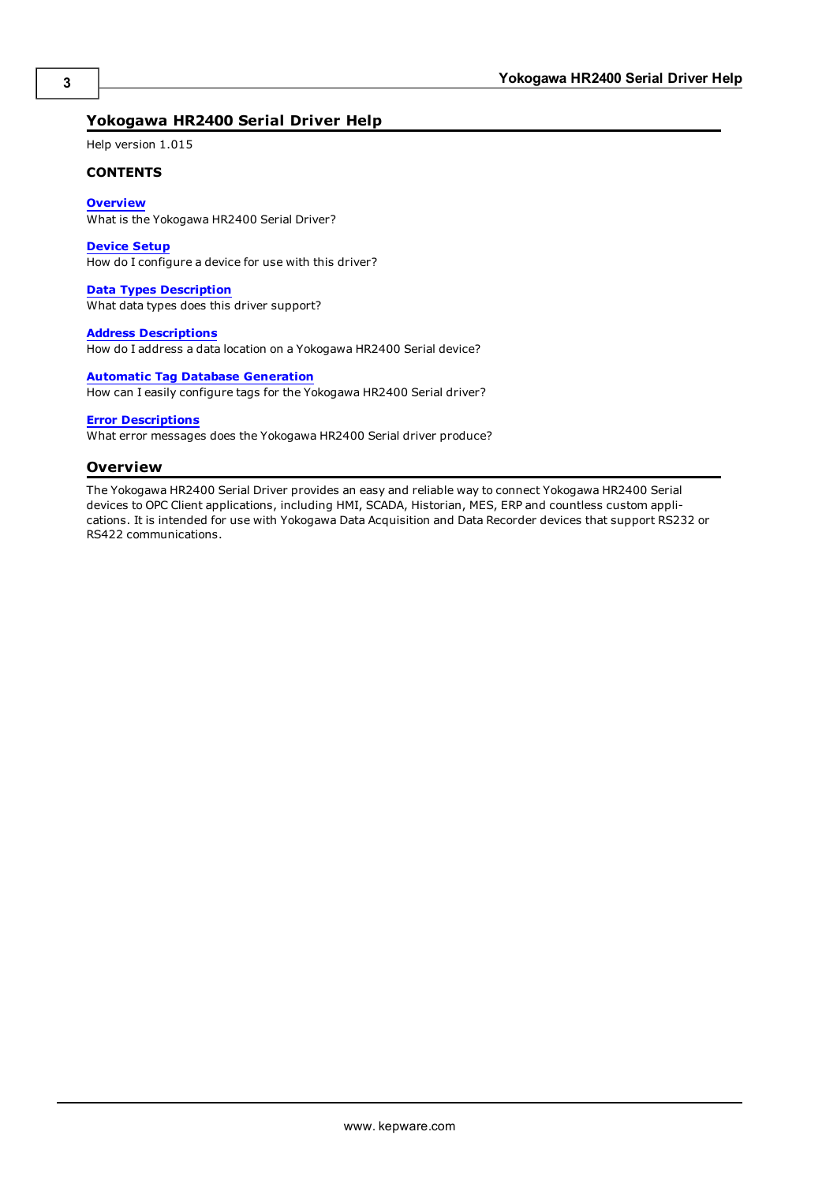# Yokogawa HR2400 Serial Driver Help

Help version 1.015

**CONTENTS**

**Overview**
What is the Yokogawa HR2400 Serial Driver?

**Device Setup**
How do I configure a device for use with this driver?

**Data Types Description**
What data types does this driver support?

**Address Descriptions**
How do I address a data location on a Yokogawa HR2400 Serial device?

**Automatic Tag Database Generation**
How can I easily configure tags for the Yokogawa HR2400 Serial driver?

**Error Descriptions**
What error messages does the Yokogawa HR2400 Serial driver produce?

## Overview

The Yokogawa HR2400 Serial Driver provides an easy and reliable way to connect Yokogawa HR2400 Serial devices to OPC Client applications, including HMI, SCADA, Historian, MES, ERP and countless custom applications. It is intended for use with Yokogawa Data Acquisition and Data Recorder devices that support RS232 or RS422 communications.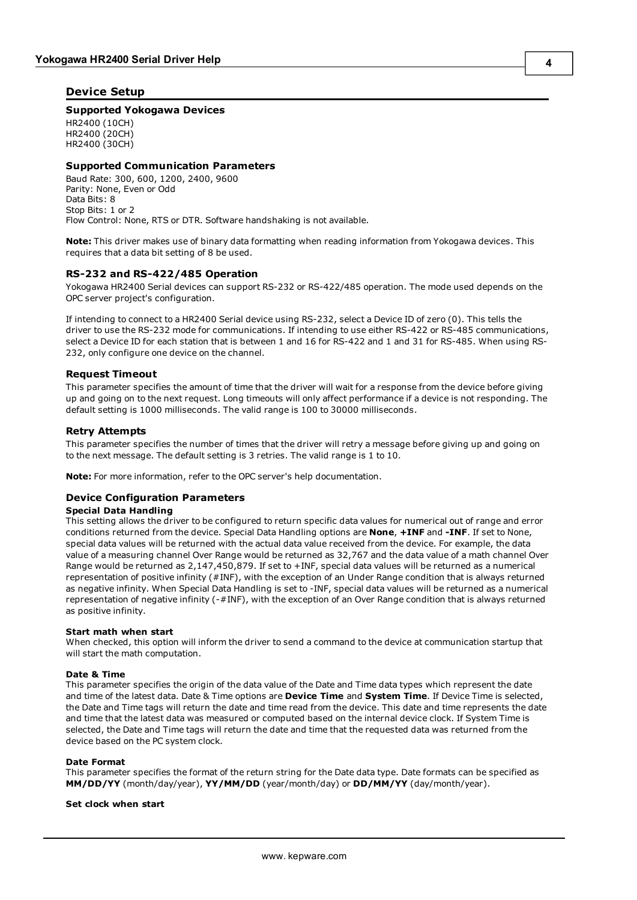## Device Setup

### Supported Yokogawa Devices

HR2400 (10CH)
HR2400 (20CH)
HR2400 (30CH)

### Supported Communication Parameters

Baud Rate: 300, 600, 1200, 2400, 9600
Parity: None, Even or Odd
Data Bits: 8
Stop Bits: 1 or 2
Flow Control: None, RTS or DTR. Software handshaking is not available.

**Note:** This driver makes use of binary data formatting when reading information from Yokogawa devices. This requires that a data bit setting of 8 be used.

### RS-232 and RS-422/485 Operation

Yokogawa HR2400 Serial devices can support RS-232 or RS-422/485 operation. The mode used depends on the OPC server project's configuration.

If intending to connect to a HR2400 Serial device using RS-232, select a Device ID of zero (0). This tells the driver to use the RS-232 mode for communications. If intending to use either RS-422 or RS-485 communications, select a Device ID for each station that is between 1 and 16 for RS-422 and 1 and 31 for RS-485. When using RS-232, only configure one device on the channel.

### Request Timeout

This parameter specifies the amount of time that the driver will wait for a response from the device before giving up and going on to the next request. Long timeouts will only affect performance if a device is not responding. The default setting is 1000 milliseconds. The valid range is 100 to 30000 milliseconds.

### Retry Attempts

This parameter specifies the number of times that the driver will retry a message before giving up and going on to the next message. The default setting is 3 retries. The valid range is 1 to 10.

**Note:** For more information, refer to the OPC server's help documentation.

### Device Configuration Parameters

#### Special Data Handling

This setting allows the driver to be configured to return specific data values for numerical out of range and error conditions returned from the device. Special Data Handling options are **None**, **+INF** and **-INF**. If set to None, special data values will be returned with the actual data value received from the device. For example, the data value of a measuring channel Over Range would be returned as 32,767 and the data value of a math channel Over Range would be returned as 2,147,450,879. If set to +INF, special data values will be returned as a numerical representation of positive infinity (#INF), with the exception of an Under Range condition that is always returned as negative infinity. When Special Data Handling is set to -INF, special data values will be returned as a numerical representation of negative infinity (-#INF), with the exception of an Over Range condition that is always returned as positive infinity.

#### Start math when start

When checked, this option will inform the driver to send a command to the device at communication startup that will start the math computation.

#### Date & Time

This parameter specifies the origin of the data value of the Date and Time data types which represent the date and time of the latest data. Date & Time options are **Device Time** and **System Time**. If Device Time is selected, the Date and Time tags will return the date and time read from the device. This date and time represents the date and time that the latest data was measured or computed based on the internal device clock. If System Time is selected, the Date and Time tags will return the date and time that the requested data was returned from the device based on the PC system clock.

#### Date Format

This parameter specifies the format of the return string for the Date data type. Date formats can be specified as **MM/DD/YY** (month/day/year), **YY/MM/DD** (year/month/day) or **DD/MM/YY** (day/month/year).

#### Set clock when start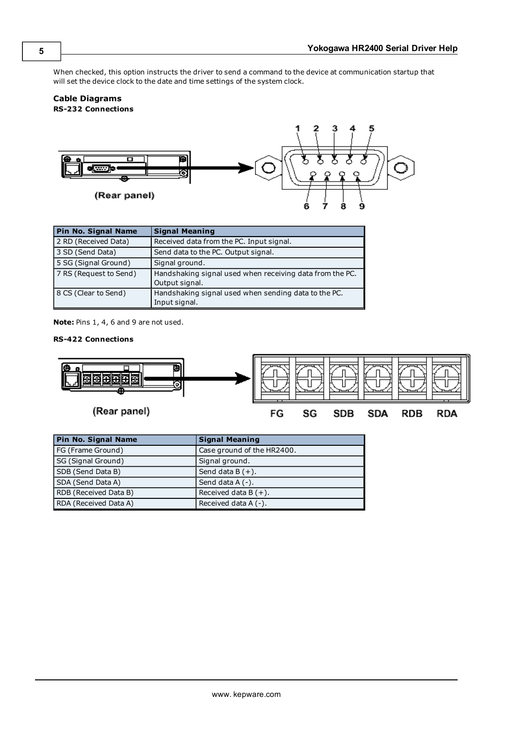When checked, this option instructs the driver to send a command to the device at communication startup that will set the device clock to the date and time settings of the system clock.

### Cable Diagrams

#### RS-232 Connections

| Pin No. Signal Name | Signal Meaning |
|---|---|
| 2 RD (Received Data) | Received data from the PC. Input signal. |
| 3 SD (Send Data) | Send data to the PC. Output signal. |
| 5 SG (Signal Ground) | Signal ground. |
| 7 RS (Request to Send) | Handshaking signal used when receiving data from the PC. Output signal. |
| 8 CS (Clear to Send) | Handshaking signal used when sending data to the PC. Input signal. |

**Note:** Pins 1, 4, 6 and 9 are not used.

#### RS-422 Connections

| Pin No. Signal Name | Signal Meaning |
|---|---|
| FG (Frame Ground) | Case ground of the HR2400. |
| SG (Signal Ground) | Signal ground. |
| SDB (Send Data B) | Send data B (+). |
| SDA (Send Data A) | Send data A (-). |
| RDB (Received Data B) | Received data B (+). |
| RDA (Received Data A) | Received data A (-). |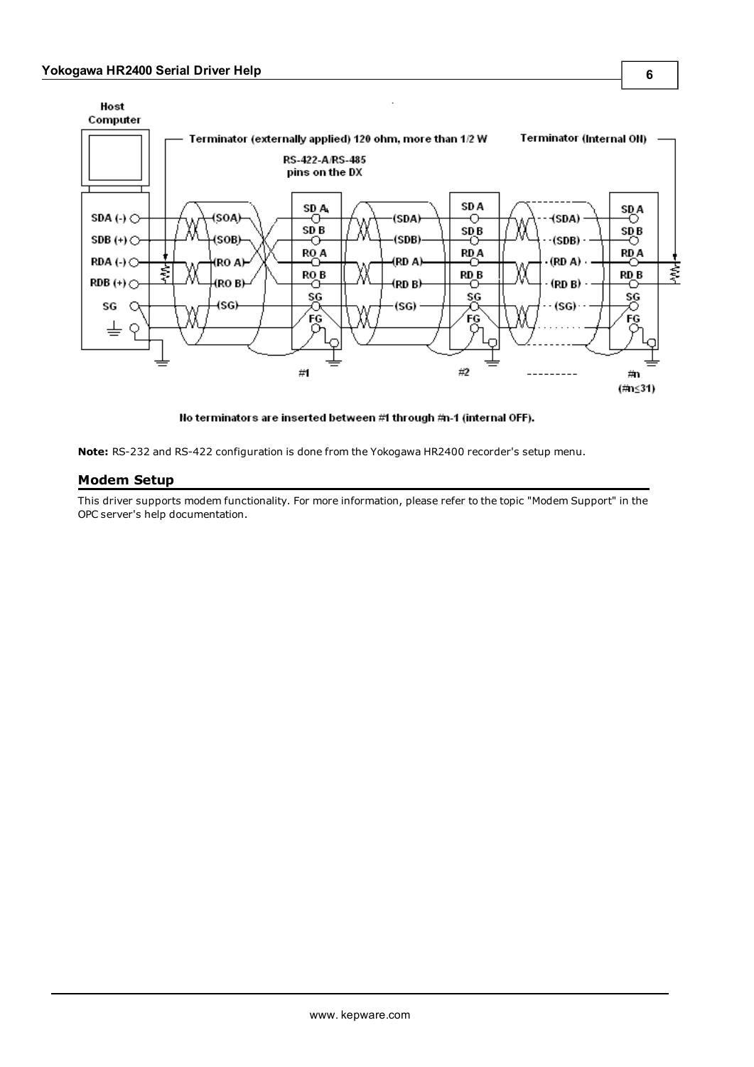No terminators are inserted between #1 through #n-1 (internal OFF).

**Note:** RS-232 and RS-422 configuration is done from the Yokogawa HR2400 recorder's setup menu.

## Modem Setup

This driver supports modem functionality. For more information, please refer to the topic "Modem Support" in the OPC server's help documentation.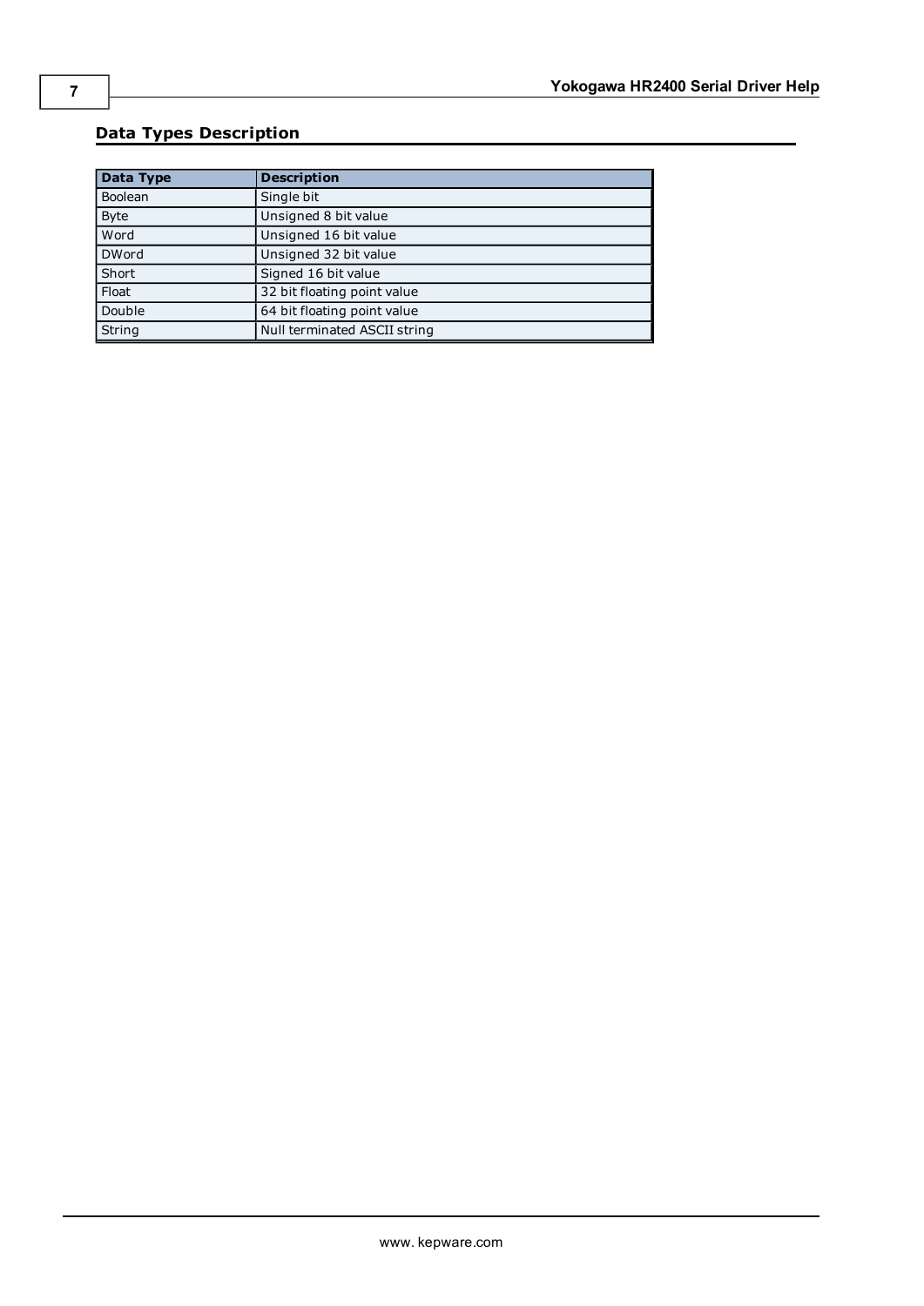## Data Types Description

| Data Type | Description |
|---|---|
| Boolean | Single bit |
| Byte | Unsigned 8 bit value |
| Word | Unsigned 16 bit value |
| DWord | Unsigned 32 bit value |
| Short | Signed 16 bit value |
| Float | 32 bit floating point value |
| Double | 64 bit floating point value |
| String | Null terminated ASCII string |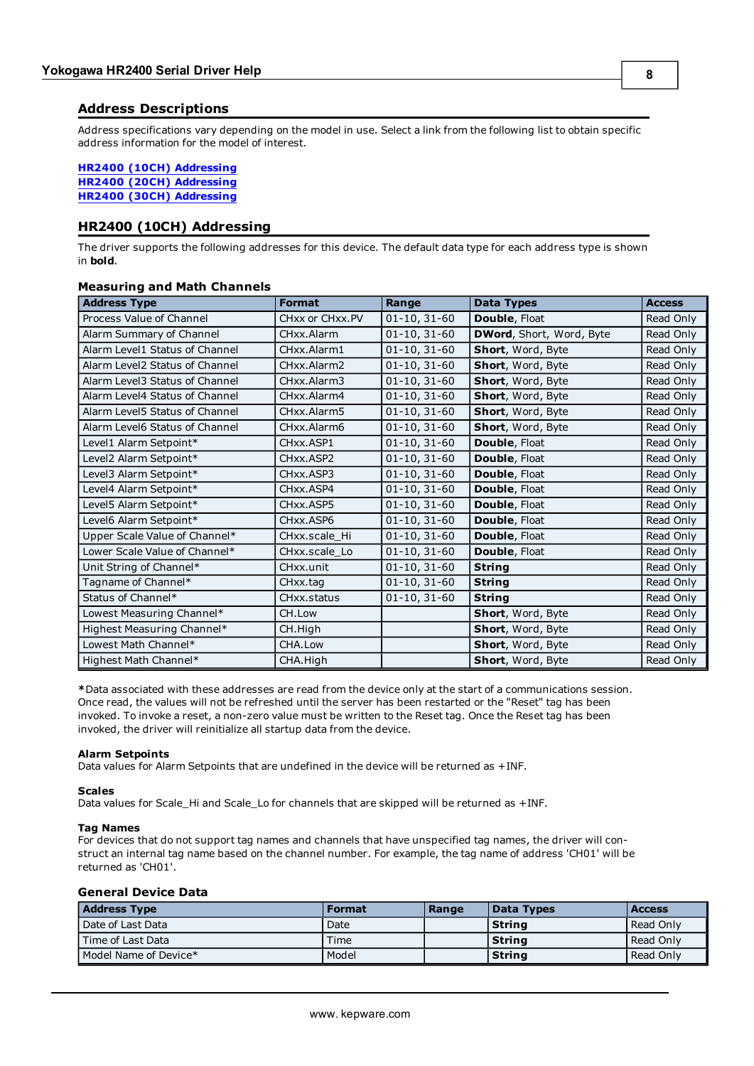## Address Descriptions

Address specifications vary depending on the model in use. Select a link from the following list to obtain specific address information for the model of interest.

**HR2400 (10CH) Addressing**
**HR2400 (20CH) Addressing**
**HR2400 (30CH) Addressing**

## HR2400 (10CH) Addressing

The driver supports the following addresses for this device. The default data type for each address type is shown in **bold**.

### Measuring and Math Channels

| Address Type | Format | Range | Data Types | Access |
|---|---|---|---|---|
| Process Value of Channel | CHxx or CHxx.PV | 01-10, 31-60 | **Double**, Float | Read Only |
| Alarm Summary of Channel | CHxx.Alarm | 01-10, 31-60 | **DWord**, Short, Word, Byte | Read Only |
| Alarm Level1 Status of Channel | CHxx.Alarm1 | 01-10, 31-60 | **Short**, Word, Byte | Read Only |
| Alarm Level2 Status of Channel | CHxx.Alarm2 | 01-10, 31-60 | **Short**, Word, Byte | Read Only |
| Alarm Level3 Status of Channel | CHxx.Alarm3 | 01-10, 31-60 | **Short**, Word, Byte | Read Only |
| Alarm Level4 Status of Channel | CHxx.Alarm4 | 01-10, 31-60 | **Short**, Word, Byte | Read Only |
| Alarm Level5 Status of Channel | CHxx.Alarm5 | 01-10, 31-60 | **Short**, Word, Byte | Read Only |
| Alarm Level6 Status of Channel | CHxx.Alarm6 | 01-10, 31-60 | **Short**, Word, Byte | Read Only |
| Level1 Alarm Setpoint* | CHxx.ASP1 | 01-10, 31-60 | **Double**, Float | Read Only |
| Level2 Alarm Setpoint* | CHxx.ASP2 | 01-10, 31-60 | **Double**, Float | Read Only |
| Level3 Alarm Setpoint* | CHxx.ASP3 | 01-10, 31-60 | **Double**, Float | Read Only |
| Level4 Alarm Setpoint* | CHxx.ASP4 | 01-10, 31-60 | **Double**, Float | Read Only |
| Level5 Alarm Setpoint* | CHxx.ASP5 | 01-10, 31-60 | **Double**, Float | Read Only |
| Level6 Alarm Setpoint* | CHxx.ASP6 | 01-10, 31-60 | **Double**, Float | Read Only |
| Upper Scale Value of Channel* | CHxx.scale_Hi | 01-10, 31-60 | **Double**, Float | Read Only |
| Lower Scale Value of Channel* | CHxx.scale_Lo | 01-10, 31-60 | **Double**, Float | Read Only |
| Unit String of Channel* | CHxx.unit | 01-10, 31-60 | **String** | Read Only |
| Tagname of Channel* | CHxx.tag | 01-10, 31-60 | **String** | Read Only |
| Status of Channel* | CHxx.status | 01-10, 31-60 | **String** | Read Only |
| Lowest Measuring Channel* | CH.Low | | **Short**, Word, Byte | Read Only |
| Highest Measuring Channel* | CH.High | | **Short**, Word, Byte | Read Only |
| Lowest Math Channel* | CHA.Low | | **Short**, Word, Byte | Read Only |
| Highest Math Channel* | CHA.High | | **Short**, Word, Byte | Read Only |

**\***Data associated with these addresses are read from the device only at the start of a communications session. Once read, the values will not be refreshed until the server has been restarted or the "Reset" tag has been invoked. To invoke a reset, a non-zero value must be written to the Reset tag. Once the Reset tag has been invoked, the driver will reinitialize all startup data from the device.

**Alarm Setpoints**
Data values for Alarm Setpoints that are undefined in the device will be returned as +INF.

**Scales**
Data values for Scale_Hi and Scale_Lo for channels that are skipped will be returned as +INF.

**Tag Names**
For devices that do not support tag names and channels that have unspecified tag names, the driver will construct an internal tag name based on the channel number. For example, the tag name of address 'CH01' will be returned as 'CH01'.

### General Device Data

| Address Type | Format | Range | Data Types | Access |
|---|---|---|---|---|
| Date of Last Data | Date | | **String** | Read Only |
| Time of Last Data | Time | | **String** | Read Only |
| Model Name of Device* | Model | | **String** | Read Only |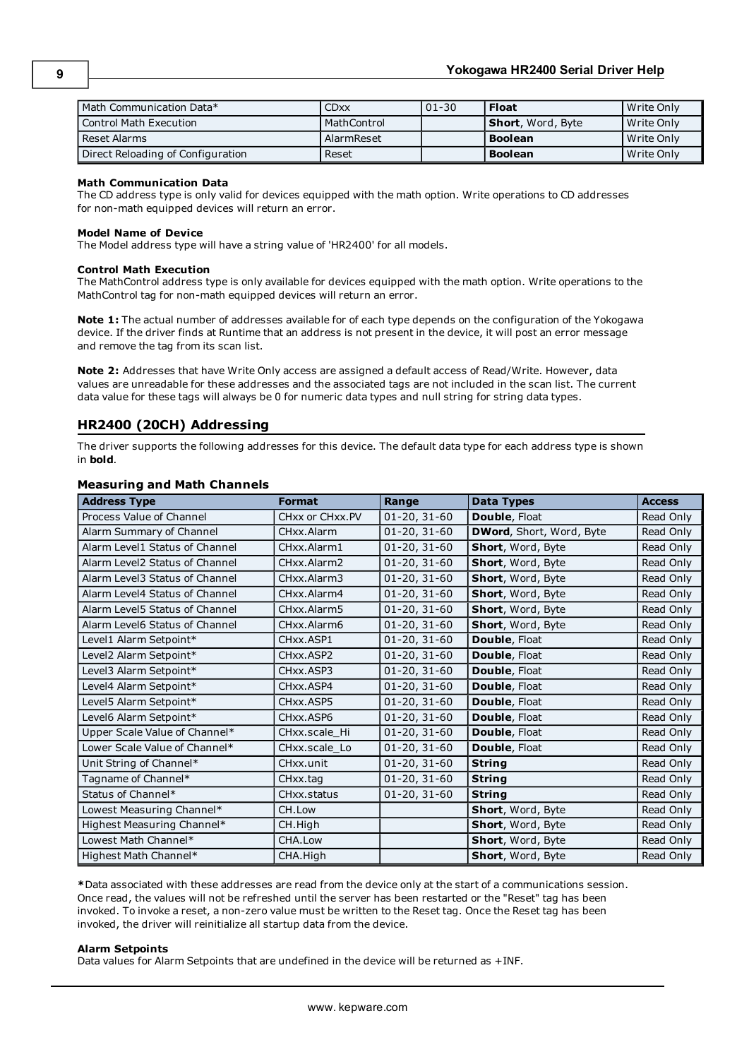| Math Communication Data* | CDxx | 01-30 | **Float** | Write Only |
|---|---|---|---|---|
| Control Math Execution | MathControl | | **Short**, Word, Byte | Write Only |
| Reset Alarms | AlarmReset | | **Boolean** | Write Only |
| Direct Reloading of Configuration | Reset | | **Boolean** | Write Only |

**Math Communication Data**
The CD address type is only valid for devices equipped with the math option. Write operations to CD addresses for non-math equipped devices will return an error.

**Model Name of Device**
The Model address type will have a string value of 'HR2400' for all models.

**Control Math Execution**
The MathControl address type is only available for devices equipped with the math option. Write operations to the MathControl tag for non-math equipped devices will return an error.

**Note 1:** The actual number of addresses available for of each type depends on the configuration of the Yokogawa device. If the driver finds at Runtime that an address is not present in the device, it will post an error message and remove the tag from its scan list.

**Note 2:** Addresses that have Write Only access are assigned a default access of Read/Write. However, data values are unreadable for these addresses and the associated tags are not included in the scan list. The current data value for these tags will always be 0 for numeric data types and null string for string data types.

## HR2400 (20CH) Addressing

The driver supports the following addresses for this device. The default data type for each address type is shown in **bold**.

### Measuring and Math Channels

| Address Type | Format | Range | Data Types | Access |
|---|---|---|---|---|
| Process Value of Channel | CHxx or CHxx.PV | 01-20, 31-60 | **Double**, Float | Read Only |
| Alarm Summary of Channel | CHxx.Alarm | 01-20, 31-60 | **DWord**, Short, Word, Byte | Read Only |
| Alarm Level1 Status of Channel | CHxx.Alarm1 | 01-20, 31-60 | **Short**, Word, Byte | Read Only |
| Alarm Level2 Status of Channel | CHxx.Alarm2 | 01-20, 31-60 | **Short**, Word, Byte | Read Only |
| Alarm Level3 Status of Channel | CHxx.Alarm3 | 01-20, 31-60 | **Short**, Word, Byte | Read Only |
| Alarm Level4 Status of Channel | CHxx.Alarm4 | 01-20, 31-60 | **Short**, Word, Byte | Read Only |
| Alarm Level5 Status of Channel | CHxx.Alarm5 | 01-20, 31-60 | **Short**, Word, Byte | Read Only |
| Alarm Level6 Status of Channel | CHxx.Alarm6 | 01-20, 31-60 | **Short**, Word, Byte | Read Only |
| Level1 Alarm Setpoint* | CHxx.ASP1 | 01-20, 31-60 | **Double**, Float | Read Only |
| Level2 Alarm Setpoint* | CHxx.ASP2 | 01-20, 31-60 | **Double**, Float | Read Only |
| Level3 Alarm Setpoint* | CHxx.ASP3 | 01-20, 31-60 | **Double**, Float | Read Only |
| Level4 Alarm Setpoint* | CHxx.ASP4 | 01-20, 31-60 | **Double**, Float | Read Only |
| Level5 Alarm Setpoint* | CHxx.ASP5 | 01-20, 31-60 | **Double**, Float | Read Only |
| Level6 Alarm Setpoint* | CHxx.ASP6 | 01-20, 31-60 | **Double**, Float | Read Only |
| Upper Scale Value of Channel* | CHxx.scale_Hi | 01-20, 31-60 | **Double**, Float | Read Only |
| Lower Scale Value of Channel* | CHxx.scale_Lo | 01-20, 31-60 | **Double**, Float | Read Only |
| Unit String of Channel* | CHxx.unit | 01-20, 31-60 | **String** | Read Only |
| Tagname of Channel* | CHxx.tag | 01-20, 31-60 | **String** | Read Only |
| Status of Channel* | CHxx.status | 01-20, 31-60 | **String** | Read Only |
| Lowest Measuring Channel* | CH.Low | | **Short**, Word, Byte | Read Only |
| Highest Measuring Channel* | CH.High | | **Short**, Word, Byte | Read Only |
| Lowest Math Channel* | CHA.Low | | **Short**, Word, Byte | Read Only |
| Highest Math Channel* | CHA.High | | **Short**, Word, Byte | Read Only |

**\***Data associated with these addresses are read from the device only at the start of a communications session. Once read, the values will not be refreshed until the server has been restarted or the "Reset" tag has been invoked. To invoke a reset, a non-zero value must be written to the Reset tag. Once the Reset tag has been invoked, the driver will reinitialize all startup data from the device.

**Alarm Setpoints**
Data values for Alarm Setpoints that are undefined in the device will be returned as +INF.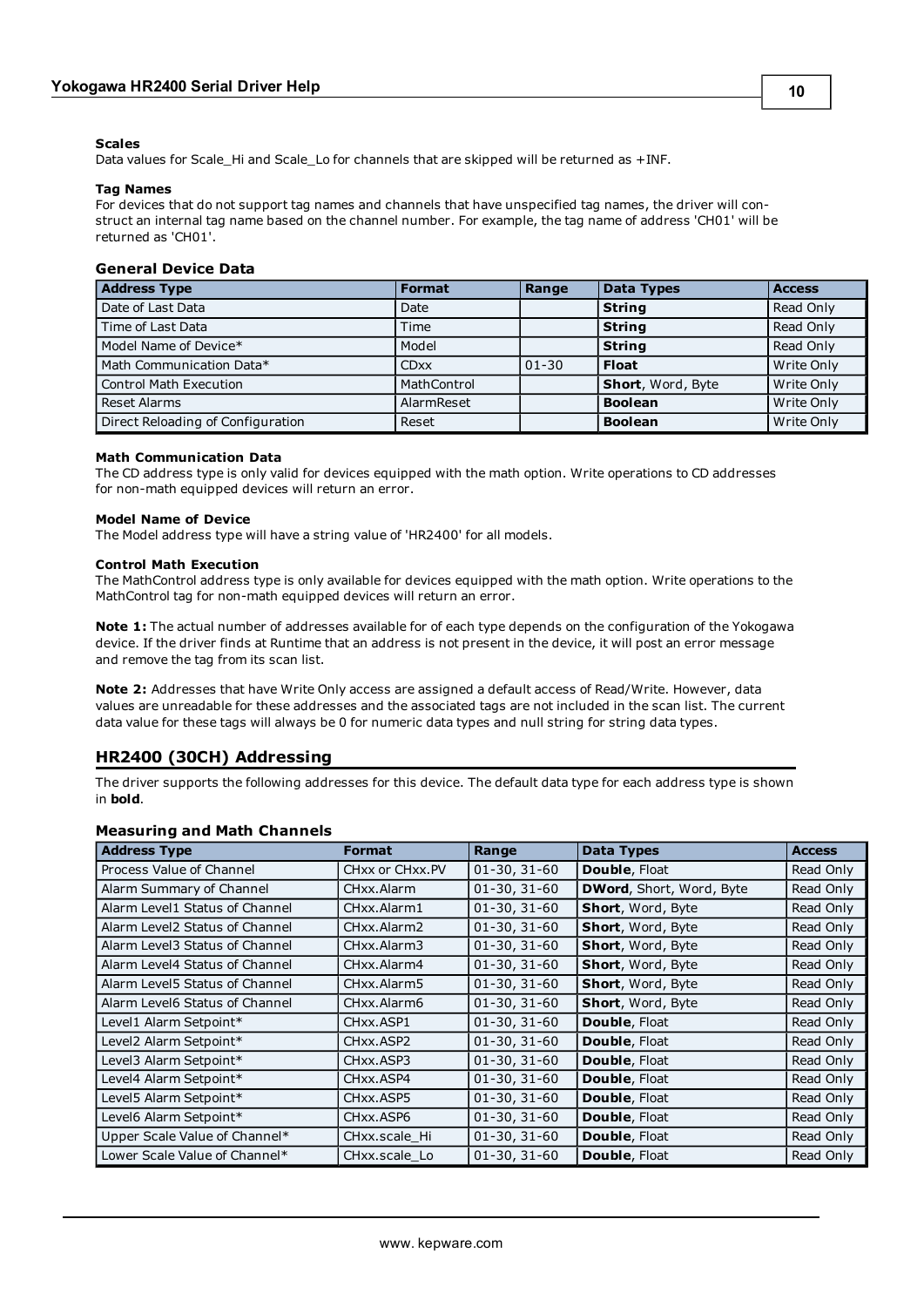**Scales**

Data values for Scale_Hi and Scale_Lo for channels that are skipped will be returned as +INF.

**Tag Names**

For devices that do not support tag names and channels that have unspecified tag names, the driver will construct an internal tag name based on the channel number. For example, the tag name of address 'CH01' will be returned as 'CH01'.

### General Device Data

| Address Type | Format | Range | Data Types | Access |
|---|---|---|---|---|
| Date of Last Data | Date | | **String** | Read Only |
| Time of Last Data | Time | | **String** | Read Only |
| Model Name of Device* | Model | | **String** | Read Only |
| Math Communication Data* | CDxx | 01-30 | **Float** | Write Only |
| Control Math Execution | MathControl | | **Short**, Word, Byte | Write Only |
| Reset Alarms | AlarmReset | | **Boolean** | Write Only |
| Direct Reloading of Configuration | Reset | | **Boolean** | Write Only |

**Math Communication Data**

The CD address type is only valid for devices equipped with the math option. Write operations to CD addresses for non-math equipped devices will return an error.

**Model Name of Device**

The Model address type will have a string value of 'HR2400' for all models.

**Control Math Execution**

The MathControl address type is only available for devices equipped with the math option. Write operations to the MathControl tag for non-math equipped devices will return an error.

**Note 1:** The actual number of addresses available for of each type depends on the configuration of the Yokogawa device. If the driver finds at Runtime that an address is not present in the device, it will post an error message and remove the tag from its scan list.

**Note 2:** Addresses that have Write Only access are assigned a default access of Read/Write. However, data values are unreadable for these addresses and the associated tags are not included in the scan list. The current data value for these tags will always be 0 for numeric data types and null string for string data types.

## HR2400 (30CH) Addressing

The driver supports the following addresses for this device. The default data type for each address type is shown in **bold**.

### Measuring and Math Channels

| Address Type | Format | Range | Data Types | Access |
|---|---|---|---|---|
| Process Value of Channel | CHxx or CHxx.PV | 01-30, 31-60 | **Double**, Float | Read Only |
| Alarm Summary of Channel | CHxx.Alarm | 01-30, 31-60 | **DWord**, Short, Word, Byte | Read Only |
| Alarm Level1 Status of Channel | CHxx.Alarm1 | 01-30, 31-60 | **Short**, Word, Byte | Read Only |
| Alarm Level2 Status of Channel | CHxx.Alarm2 | 01-30, 31-60 | **Short**, Word, Byte | Read Only |
| Alarm Level3 Status of Channel | CHxx.Alarm3 | 01-30, 31-60 | **Short**, Word, Byte | Read Only |
| Alarm Level4 Status of Channel | CHxx.Alarm4 | 01-30, 31-60 | **Short**, Word, Byte | Read Only |
| Alarm Level5 Status of Channel | CHxx.Alarm5 | 01-30, 31-60 | **Short**, Word, Byte | Read Only |
| Alarm Level6 Status of Channel | CHxx.Alarm6 | 01-30, 31-60 | **Short**, Word, Byte | Read Only |
| Level1 Alarm Setpoint* | CHxx.ASP1 | 01-30, 31-60 | **Double**, Float | Read Only |
| Level2 Alarm Setpoint* | CHxx.ASP2 | 01-30, 31-60 | **Double**, Float | Read Only |
| Level3 Alarm Setpoint* | CHxx.ASP3 | 01-30, 31-60 | **Double**, Float | Read Only |
| Level4 Alarm Setpoint* | CHxx.ASP4 | 01-30, 31-60 | **Double**, Float | Read Only |
| Level5 Alarm Setpoint* | CHxx.ASP5 | 01-30, 31-60 | **Double**, Float | Read Only |
| Level6 Alarm Setpoint* | CHxx.ASP6 | 01-30, 31-60 | **Double**, Float | Read Only |
| Upper Scale Value of Channel* | CHxx.scale_Hi | 01-30, 31-60 | **Double**, Float | Read Only |
| Lower Scale Value of Channel* | CHxx.scale_Lo | 01-30, 31-60 | **Double**, Float | Read Only |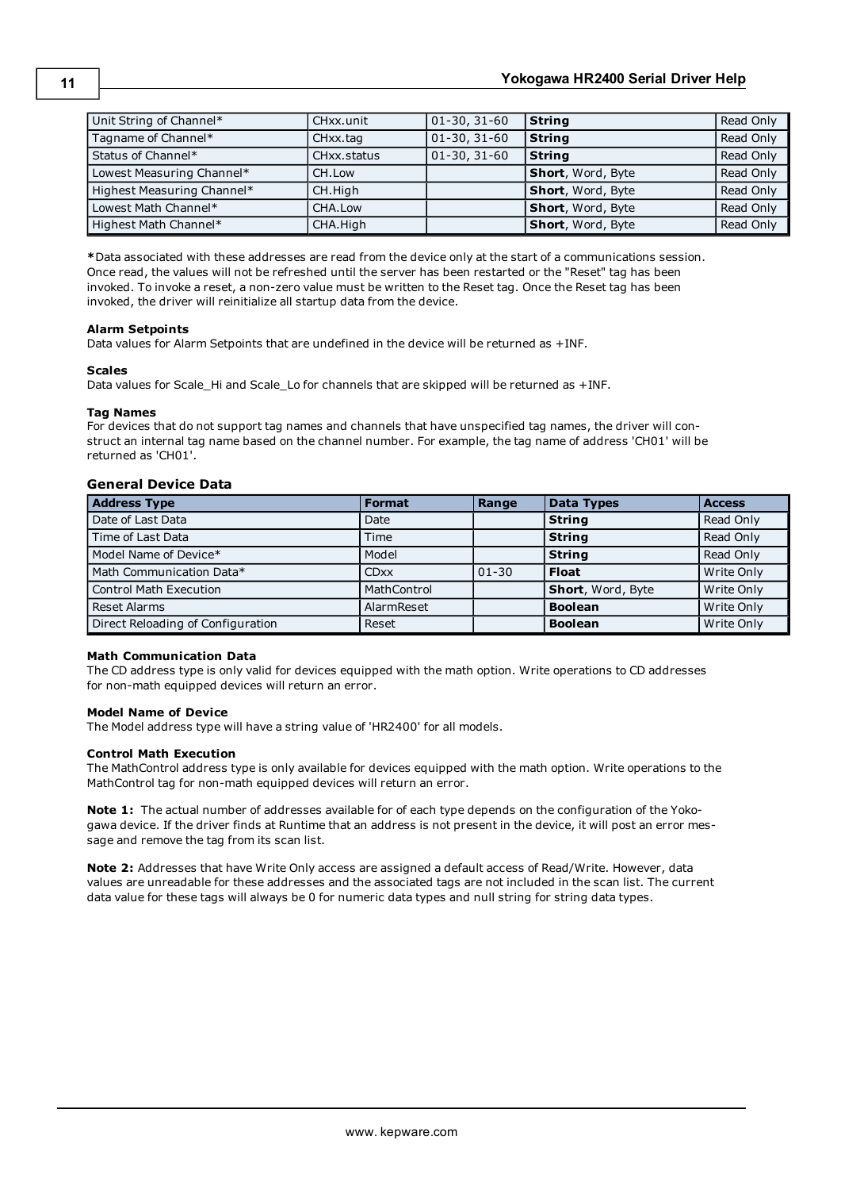| Unit String of Channel* | CHxx.unit | 01-30, 31-60 | **String** | Read Only |
|---|---|---|---|---|
| Tagname of Channel* | CHxx.tag | 01-30, 31-60 | **String** | Read Only |
| Status of Channel* | CHxx.status | 01-30, 31-60 | **String** | Read Only |
| Lowest Measuring Channel* | CH.Low | | **Short**, Word, Byte | Read Only |
| Highest Measuring Channel* | CH.High | | **Short**, Word, Byte | Read Only |
| Lowest Math Channel* | CHA.Low | | **Short**, Word, Byte | Read Only |
| Highest Math Channel* | CHA.High | | **Short**, Word, Byte | Read Only |

**\***Data associated with these addresses are read from the device only at the start of a communications session. Once read, the values will not be refreshed until the server has been restarted or the "Reset" tag has been invoked. To invoke a reset, a non-zero value must be written to the Reset tag. Once the Reset tag has been invoked, the driver will reinitialize all startup data from the device.

**Alarm Setpoints**
Data values for Alarm Setpoints that are undefined in the device will be returned as +INF.

**Scales**
Data values for Scale_Hi and Scale_Lo for channels that are skipped will be returned as +INF.

**Tag Names**
For devices that do not support tag names and channels that have unspecified tag names, the driver will construct an internal tag name based on the channel number. For example, the tag name of address 'CH01' will be returned as 'CH01'.

### General Device Data

| Address Type | Format | Range | Data Types | Access |
|---|---|---|---|---|
| Date of Last Data | Date | | **String** | Read Only |
| Time of Last Data | Time | | **String** | Read Only |
| Model Name of Device* | Model | | **String** | Read Only |
| Math Communication Data* | CDxx | 01-30 | **Float** | Write Only |
| Control Math Execution | MathControl | | **Short**, Word, Byte | Write Only |
| Reset Alarms | AlarmReset | | **Boolean** | Write Only |
| Direct Reloading of Configuration | Reset | | **Boolean** | Write Only |

**Math Communication Data**
The CD address type is only valid for devices equipped with the math option. Write operations to CD addresses for non-math equipped devices will return an error.

**Model Name of Device**
The Model address type will have a string value of 'HR2400' for all models.

**Control Math Execution**
The MathControl address type is only available for devices equipped with the math option. Write operations to the MathControl tag for non-math equipped devices will return an error.

**Note 1:** The actual number of addresses available for of each type depends on the configuration of the Yokogawa device. If the driver finds at Runtime that an address is not present in the device, it will post an error message and remove the tag from its scan list.

**Note 2:** Addresses that have Write Only access are assigned a default access of Read/Write. However, data values are unreadable for these addresses and the associated tags are not included in the scan list. The current data value for these tags will always be 0 for numeric data types and null string for string data types.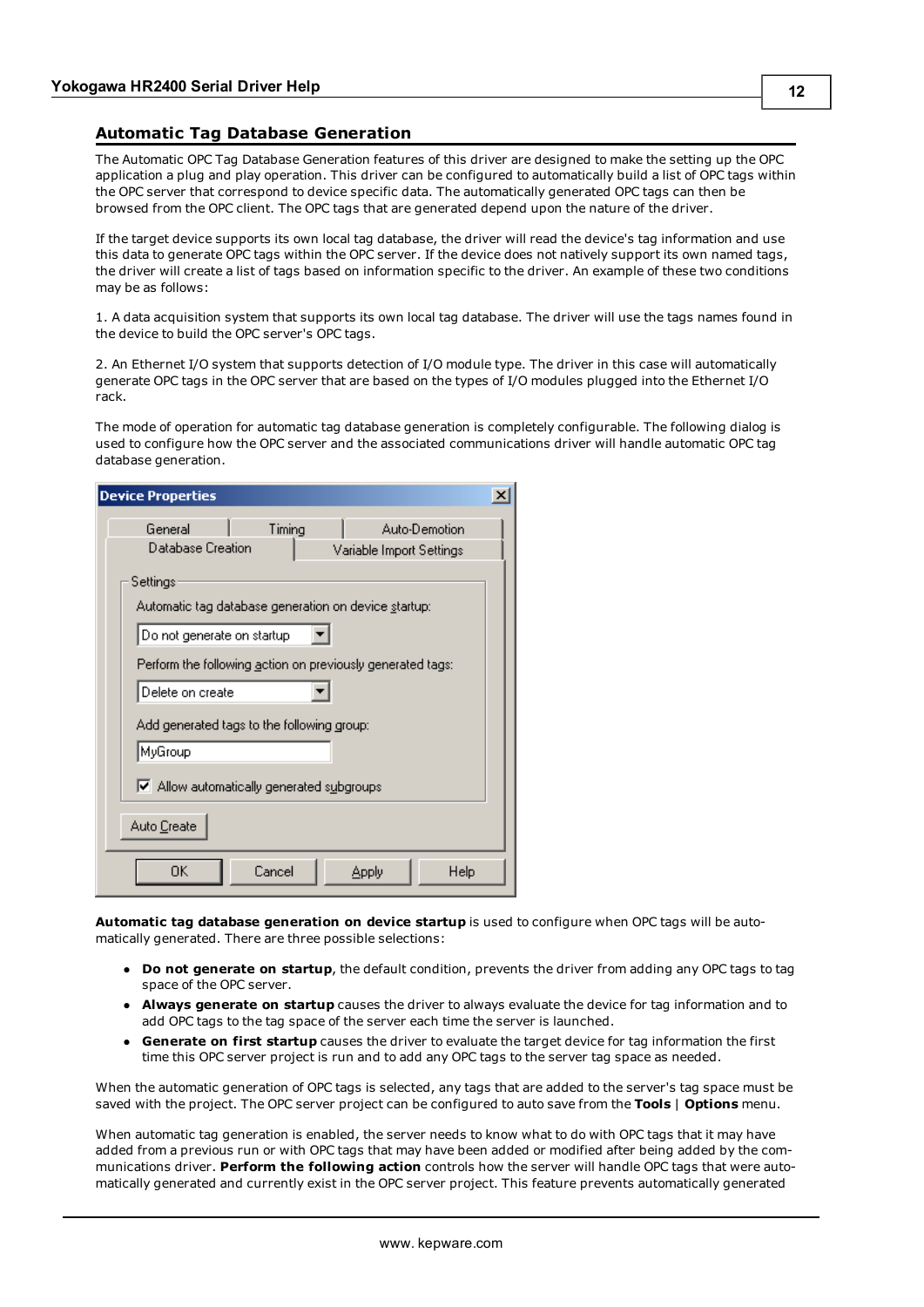## Automatic Tag Database Generation

The Automatic OPC Tag Database Generation features of this driver are designed to make the setting up the OPC application a plug and play operation. This driver can be configured to automatically build a list of OPC tags within the OPC server that correspond to device specific data. The automatically generated OPC tags can then be browsed from the OPC client. The OPC tags that are generated depend upon the nature of the driver.

If the target device supports its own local tag database, the driver will read the device's tag information and use this data to generate OPC tags within the OPC server. If the device does not natively support its own named tags, the driver will create a list of tags based on information specific to the driver. An example of these two conditions may be as follows:

1. A data acquisition system that supports its own local tag database. The driver will use the tags names found in the device to build the OPC server's OPC tags.

2. An Ethernet I/O system that supports detection of I/O module type. The driver in this case will automatically generate OPC tags in the OPC server that are based on the types of I/O modules plugged into the Ethernet I/O rack.

The mode of operation for automatic tag database generation is completely configurable. The following dialog is used to configure how the OPC server and the associated communications driver will handle automatic OPC tag database generation.

**Automatic tag database generation on device startup** is used to configure when OPC tags will be automatically generated. There are three possible selections:

- **Do not generate on startup**, the default condition, prevents the driver from adding any OPC tags to tag space of the OPC server.
- **Always generate on startup** causes the driver to always evaluate the device for tag information and to add OPC tags to the tag space of the server each time the server is launched.
- **Generate on first startup** causes the driver to evaluate the target device for tag information the first time this OPC server project is run and to add any OPC tags to the server tag space as needed.

When the automatic generation of OPC tags is selected, any tags that are added to the server's tag space must be saved with the project. The OPC server project can be configured to auto save from the **Tools** | **Options** menu.

When automatic tag generation is enabled, the server needs to know what to do with OPC tags that it may have added from a previous run or with OPC tags that may have been added or modified after being added by the communications driver. **Perform the following action** controls how the server will handle OPC tags that were automatically generated and currently exist in the OPC server project. This feature prevents automatically generated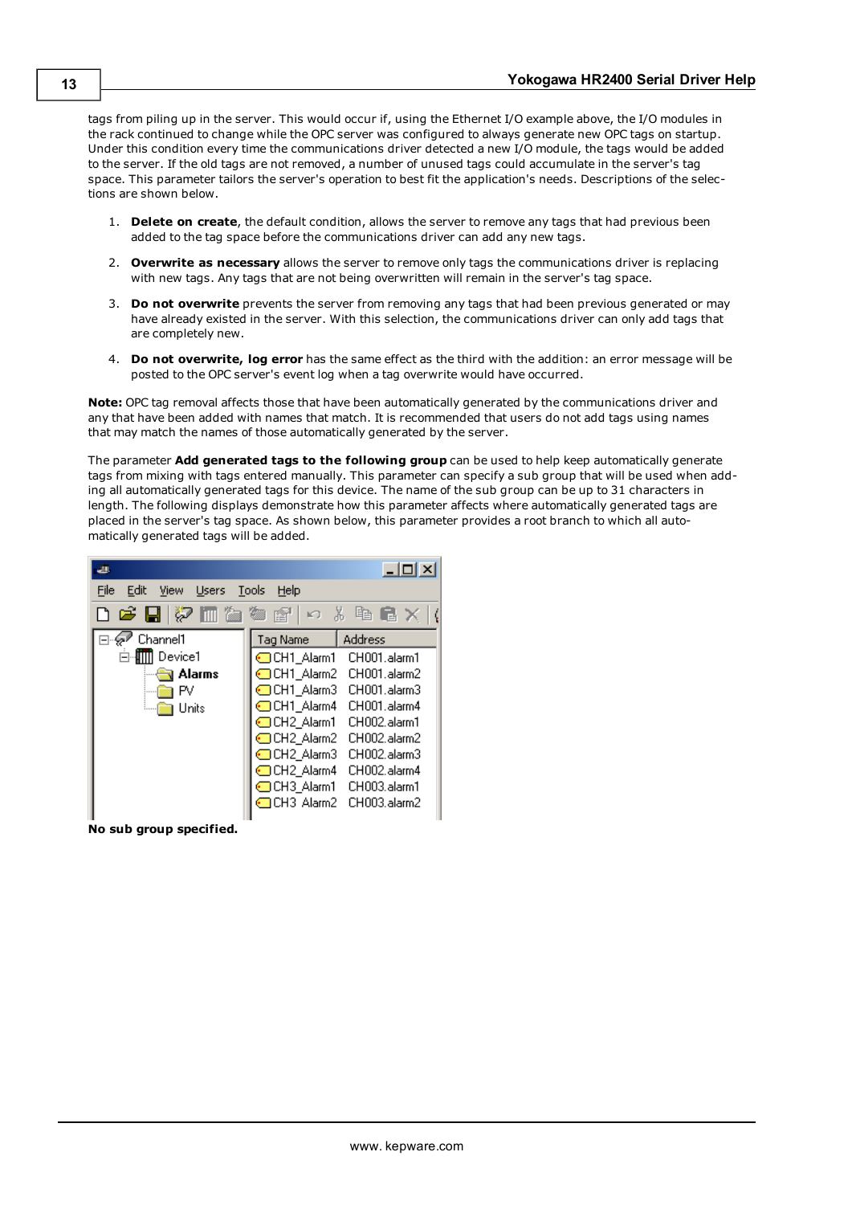tags from piling up in the server. This would occur if, using the Ethernet I/O example above, the I/O modules in the rack continued to change while the OPC server was configured to always generate new OPC tags on startup. Under this condition every time the communications driver detected a new I/O module, the tags would be added to the server. If the old tags are not removed, a number of unused tags could accumulate in the server's tag space. This parameter tailors the server's operation to best fit the application's needs. Descriptions of the selections are shown below.

1. **Delete on create**, the default condition, allows the server to remove any tags that had previous been added to the tag space before the communications driver can add any new tags.
2. **Overwrite as necessary** allows the server to remove only tags the communications driver is replacing with new tags. Any tags that are not being overwritten will remain in the server's tag space.
3. **Do not overwrite** prevents the server from removing any tags that had been previous generated or may have already existed in the server. With this selection, the communications driver can only add tags that are completely new.
4. **Do not overwrite, log error** has the same effect as the third with the addition: an error message will be posted to the OPC server's event log when a tag overwrite would have occurred.

**Note:** OPC tag removal affects those that have been automatically generated by the communications driver and any that have been added with names that match. It is recommended that users do not add tags using names that may match the names of those automatically generated by the server.

The parameter **Add generated tags to the following group** can be used to help keep automatically generate tags from mixing with tags entered manually. This parameter can specify a sub group that will be used when adding all automatically generated tags for this device. The name of the sub group can be up to 31 characters in length. The following displays demonstrate how this parameter affects where automatically generated tags are placed in the server's tag space. As shown below, this parameter provides a root branch to which all automatically generated tags will be added.

**No sub group specified.**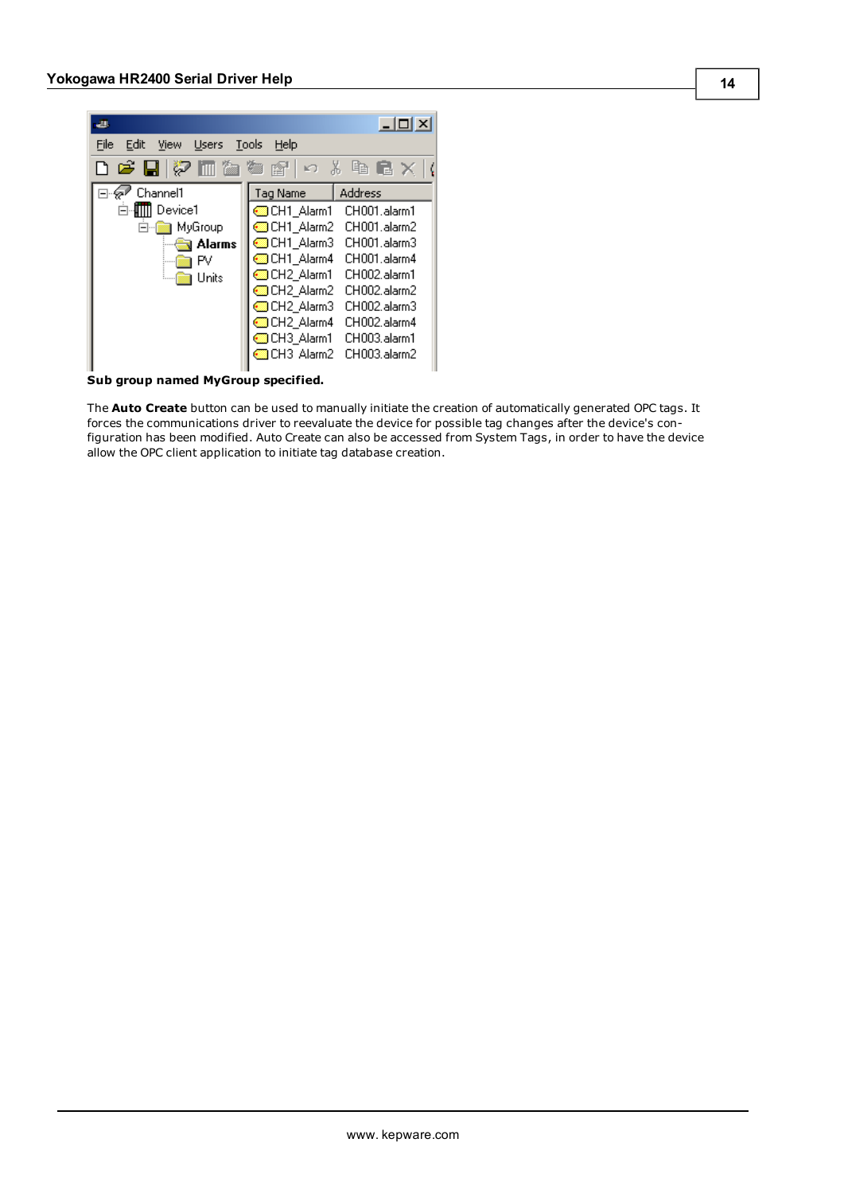**Sub group named MyGroup specified.**

The **Auto Create** button can be used to manually initiate the creation of automatically generated OPC tags. It forces the communications driver to reevaluate the device for possible tag changes after the device's configuration has been modified. Auto Create can also be accessed from System Tags, in order to have the device allow the OPC client application to initiate tag database creation.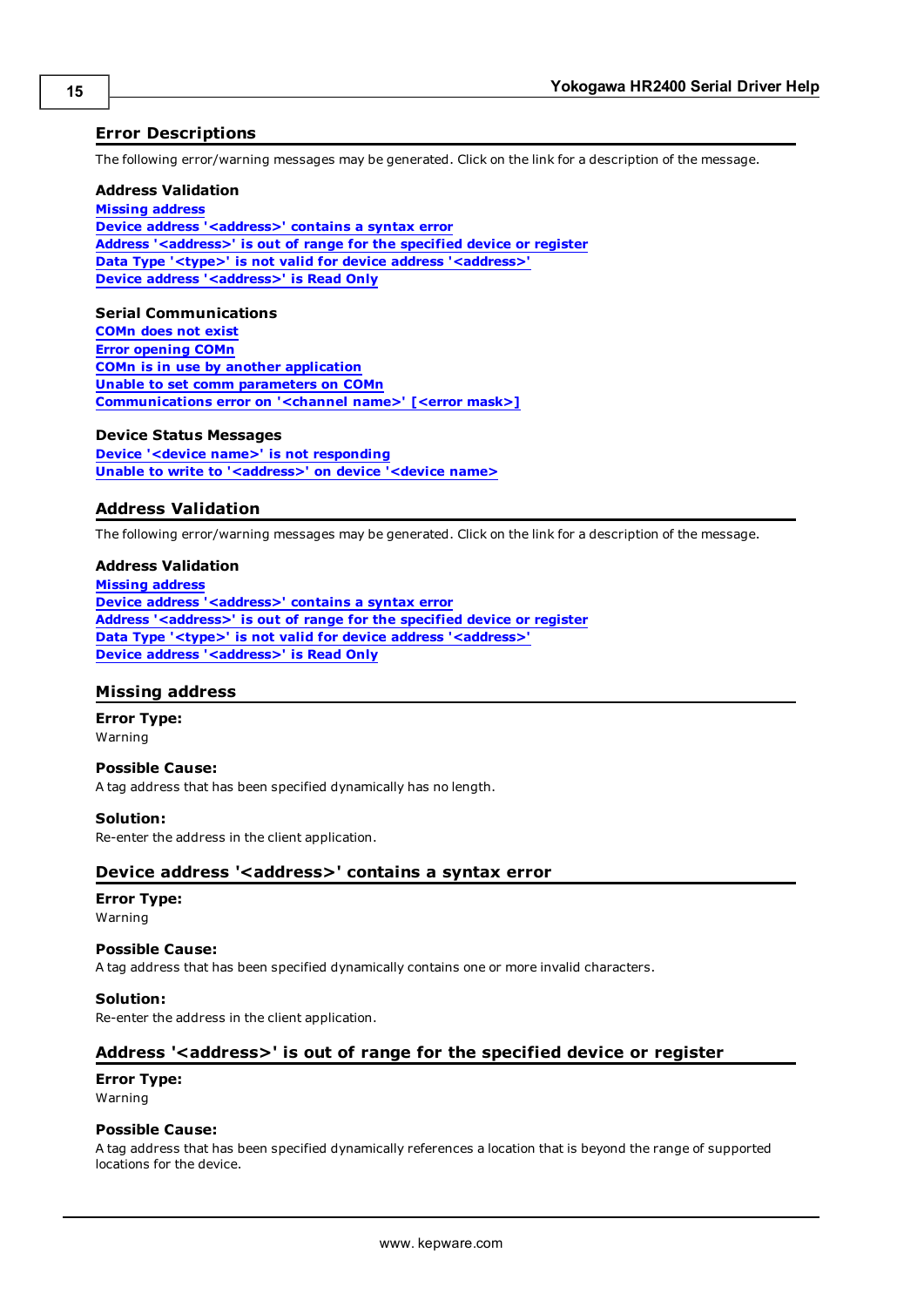## Error Descriptions

The following error/warning messages may be generated. Click on the link for a description of the message.

### Address Validation

Missing address
Device address '<address>' contains a syntax error
Address '<address>' is out of range for the specified device or register
Data Type '<type>' is not valid for device address '<address>'
Device address '<address>' is Read Only

### Serial Communications

COMn does not exist
Error opening COMn
COMn is in use by another application
Unable to set comm parameters on COMn
Communications error on '<channel name>' [<error mask>]

### Device Status Messages

Device '<device name>' is not responding
Unable to write to '<address>' on device '<device name>

## Address Validation

The following error/warning messages may be generated. Click on the link for a description of the message.

### Address Validation

Missing address
Device address '<address>' contains a syntax error
Address '<address>' is out of range for the specified device or register
Data Type '<type>' is not valid for device address '<address>'
Device address '<address>' is Read Only

## Missing address

**Error Type:**
Warning

**Possible Cause:**
A tag address that has been specified dynamically has no length.

**Solution:**
Re-enter the address in the client application.

## Device address '<address>' contains a syntax error

**Error Type:**
Warning

**Possible Cause:**
A tag address that has been specified dynamically contains one or more invalid characters.

**Solution:**
Re-enter the address in the client application.

## Address '<address>' is out of range for the specified device or register

**Error Type:**
Warning

**Possible Cause:**
A tag address that has been specified dynamically references a location that is beyond the range of supported locations for the device.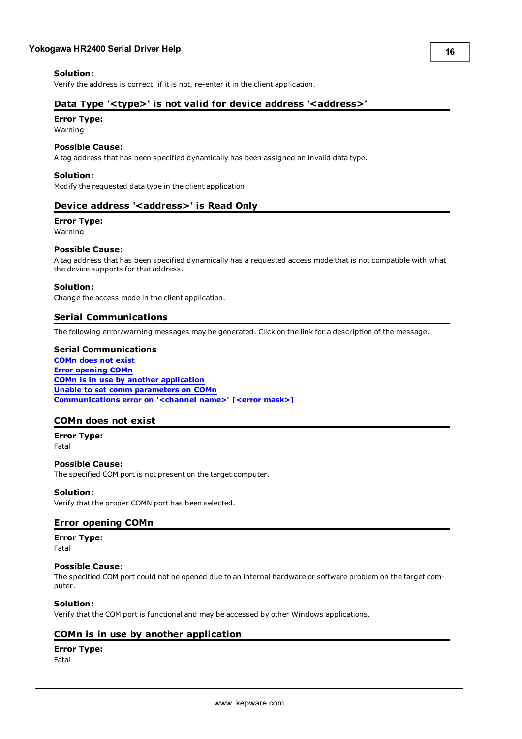**Solution:**
Verify the address is correct; if it is not, re-enter it in the client application.

## Data Type '<type>' is not valid for device address '<address>'

**Error Type:**
Warning

**Possible Cause:**
A tag address that has been specified dynamically has been assigned an invalid data type.

**Solution:**
Modify the requested data type in the client application.

## Device address '<address>' is Read Only

**Error Type:**
Warning

**Possible Cause:**
A tag address that has been specified dynamically has a requested access mode that is not compatible with what the device supports for that address.

**Solution:**
Change the access mode in the client application.

## Serial Communications

The following error/warning messages may be generated. Click on the link for a description of the message.

**Serial Communications**
**COMn does not exist**
**Error opening COMn**
**COMn is in use by another application**
**Unable to set comm parameters on COMn**
**Communications error on '<channel name>' [<error mask>]**

## COMn does not exist

**Error Type:**
Fatal

**Possible Cause:**
The specified COM port is not present on the target computer.

**Solution:**
Verify that the proper COMN port has been selected.

## Error opening COMn

**Error Type:**
Fatal

**Possible Cause:**
The specified COM port could not be opened due to an internal hardware or software problem on the target computer.

**Solution:**
Verify that the COM port is functional and may be accessed by other Windows applications.

## COMn is in use by another application

**Error Type:**
Fatal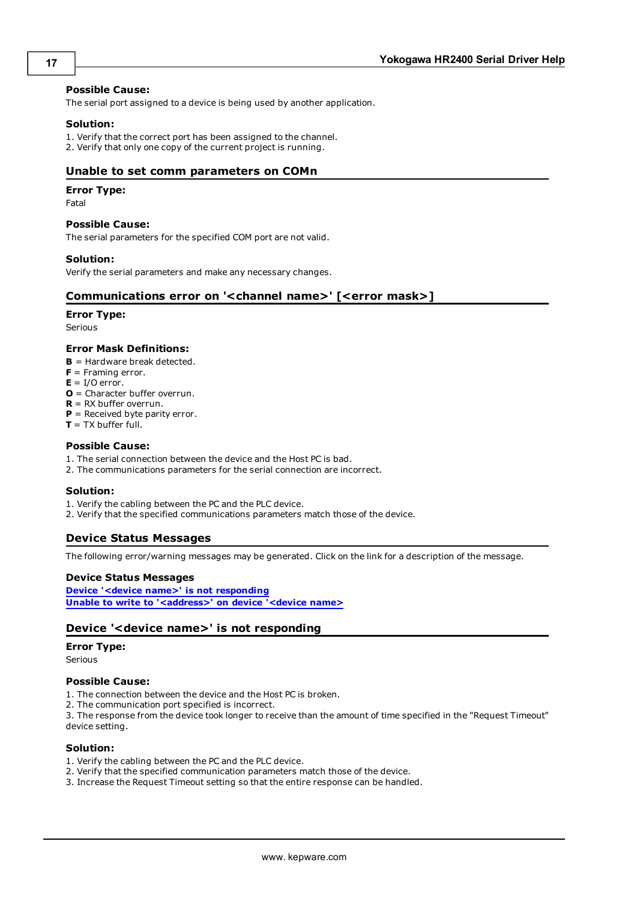**Possible Cause:**
The serial port assigned to a device is being used by another application.

**Solution:**
1. Verify that the correct port has been assigned to the channel.
2. Verify that only one copy of the current project is running.

## Unable to set comm parameters on COMn

**Error Type:**
Fatal

**Possible Cause:**
The serial parameters for the specified COM port are not valid.

**Solution:**
Verify the serial parameters and make any necessary changes.

## Communications error on '<channel name>' [<error mask>]

**Error Type:**
Serious

**Error Mask Definitions:**
**B** = Hardware break detected.
**F** = Framing error.
**E** = I/O error.
**O** = Character buffer overrun.
**R** = RX buffer overrun.
**P** = Received byte parity error.
**T** = TX buffer full.

**Possible Cause:**
1. The serial connection between the device and the Host PC is bad.
2. The communications parameters for the serial connection are incorrect.

**Solution:**
1. Verify the cabling between the PC and the PLC device.
2. Verify that the specified communications parameters match those of the device.

## Device Status Messages

The following error/warning messages may be generated. Click on the link for a description of the message.

**Device Status Messages**
**Device '<device name>' is not responding**
**Unable to write to '<address>' on device '<device name>**

## Device '<device name>' is not responding

**Error Type:**
Serious

**Possible Cause:**
1. The connection between the device and the Host PC is broken.
2. The communication port specified is incorrect.
3. The response from the device took longer to receive than the amount of time specified in the "Request Timeout" device setting.

**Solution:**
1. Verify the cabling between the PC and the PLC device.
2. Verify that the specified communication parameters match those of the device.
3. Increase the Request Timeout setting so that the entire response can be handled.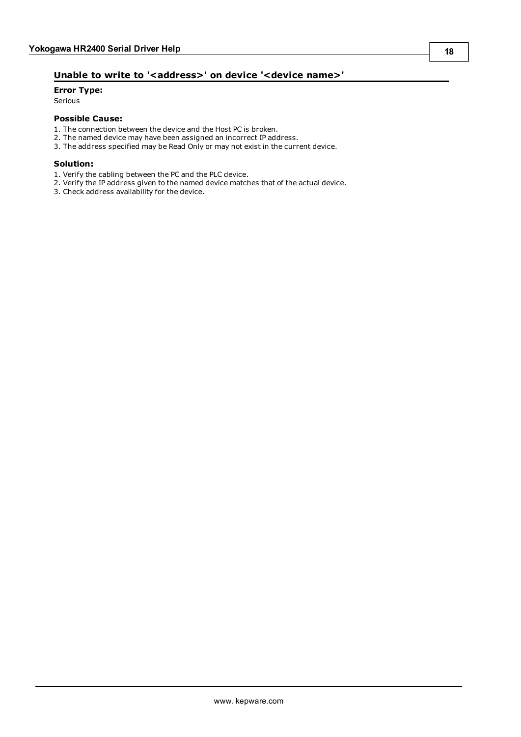## Unable to write to '<address>' on device '<device name>'

**Error Type:**

Serious

**Possible Cause:**

1. The connection between the device and the Host PC is broken.
2. The named device may have been assigned an incorrect IP address.
3. The address specified may be Read Only or may not exist in the current device.

**Solution:**

1. Verify the cabling between the PC and the PLC device.
2. Verify the IP address given to the named device matches that of the actual device.
3. Check address availability for the device.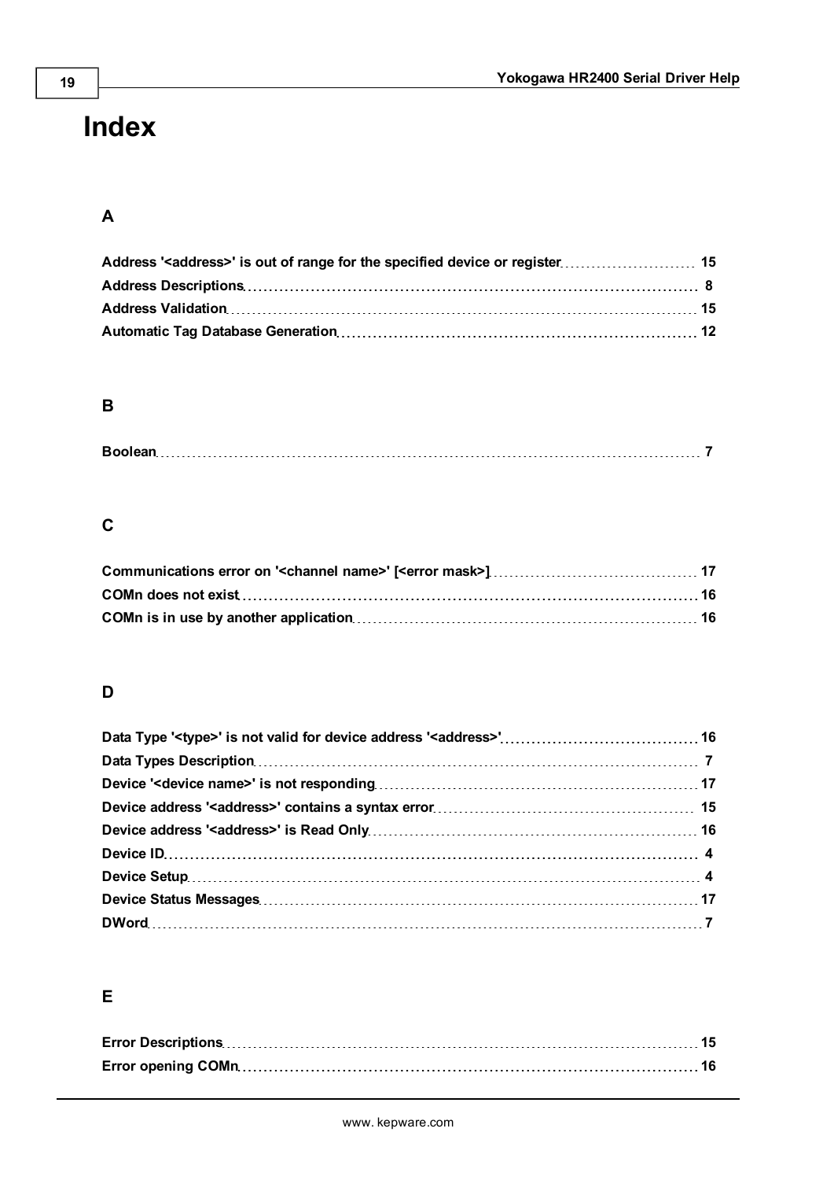# Index

## A

**Address '<address>' is out of range for the specified device or register** 15
**Address Descriptions** 8
**Address Validation** 15
**Automatic Tag Database Generation** 12

## B

**Boolean** 7

## C

**Communications error on '<channel name>' [<error mask>]** 17
**COMn does not exist** 16
**COMn is in use by another application** 16

## D

**Data Type '<type>' is not valid for device address '<address>'** 16
**Data Types Description** 7
**Device '<device name>' is not responding** 17
**Device address '<address>' contains a syntax error** 15
**Device address '<address>' is Read Only** 16
**Device ID** 4
**Device Setup** 4
**Device Status Messages** 17
**DWord** 7

## E

**Error Descriptions** 15
**Error opening COMn** 16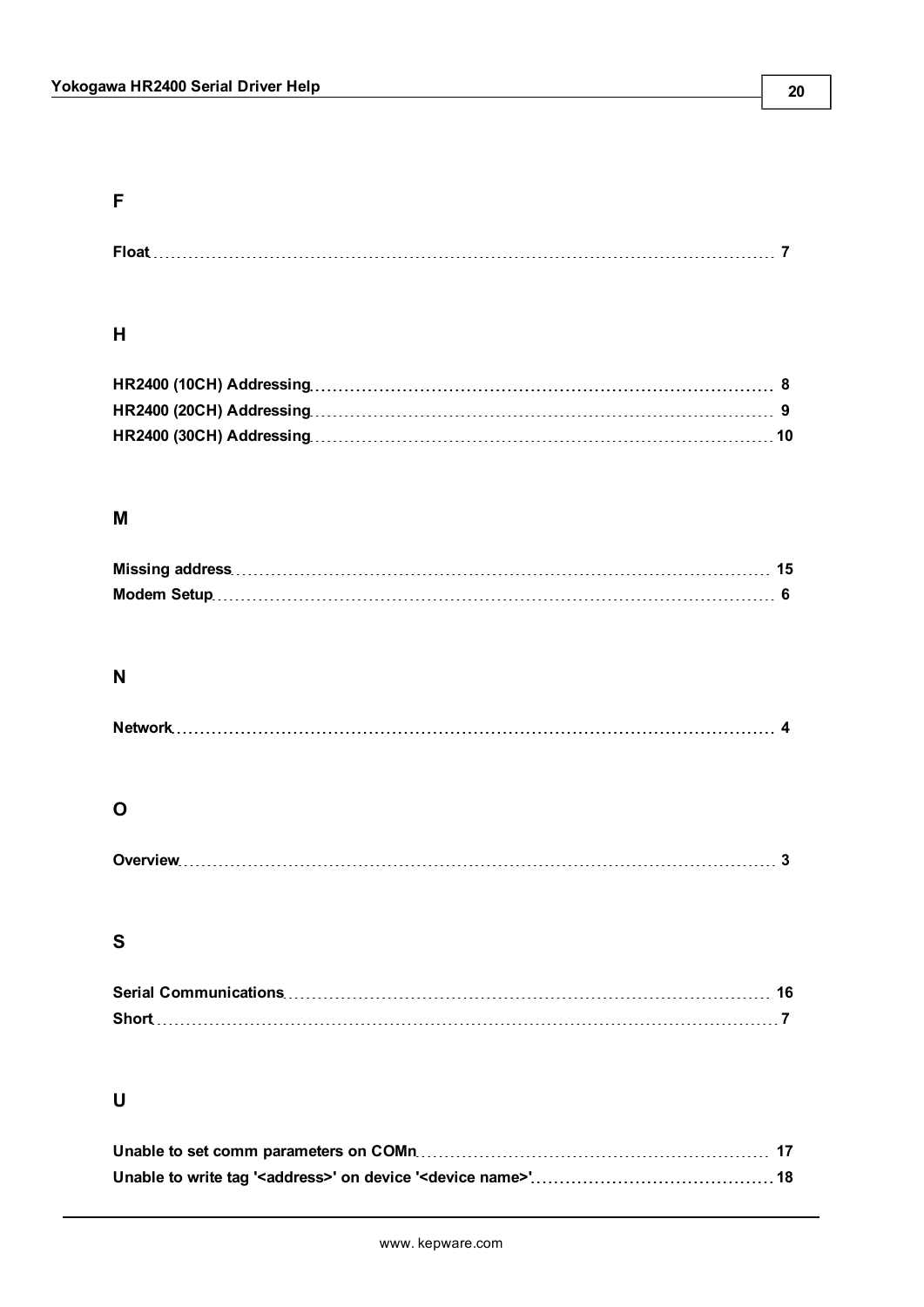## F

**Float** ........ 7

## H

**HR2400 (10CH) Addressing** ........ 8
**HR2400 (20CH) Addressing** ........ 9
**HR2400 (30CH) Addressing** ........ 10

## M

**Missing address** ........ 15
**Modem Setup** ........ 6

## N

**Network** ........ 4

## O

**Overview** ........ 3

## S

**Serial Communications** ........ 16
**Short** ........ 7

## U

**Unable to set comm parameters on COMn** ........ 17
**Unable to write tag '<address>' on device '<device name>'** ........ 18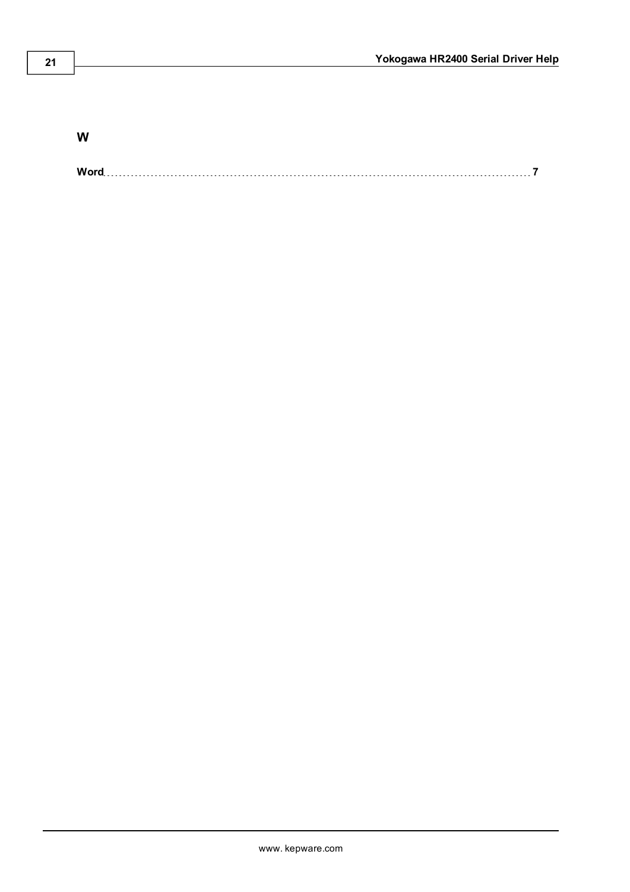## W

**Word** 7